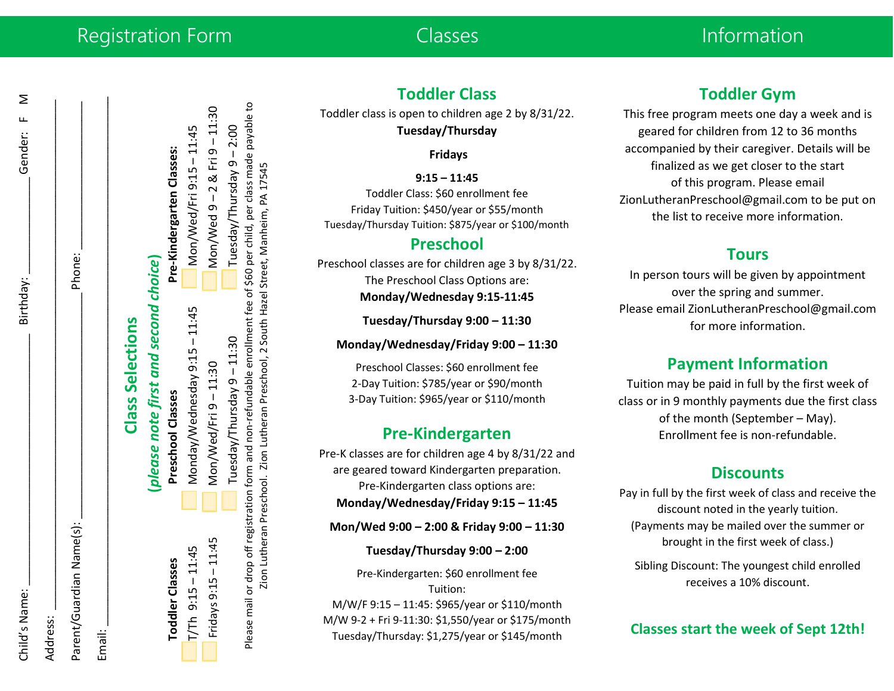# Registration Form

Child's Name: ______________________ Birthday: ______________ Gender: F M

Address: ______________________________________________

Parent/Guardian Name(s): ______________________ Phone: ______________

Email: ______________________________________________

## Class Selections

*(please note first and second choice)*

**Toddler Classes**

- ☐ T/Th 9:15 – 11:45
- ☐ Fridays 9:15 – 11:45

**Preschool Classes**

- ☐ Monday/Wednesday 9:15 – 11:45
- ☐ Mon/Wed/Fri 9 – 11:30
- ☐ Tuesday/Thursday 9 – 11:30

**Pre-Kindergarten Classes:**

- ☐ Mon/Wed/Fri 9:15 – 11:45
- ☐ Mon/Wed 9 – 2 & Fri 9 – 11:30
- ☐ Tuesday/Thursday 9 – 2:00

Please mail or drop off registration form and non-refundable enrollment fee of $60 per child, per class made payable to Zion Lutheran Preschool. Zion Lutheran Preschool, 2 South Hazel Street, Manheim, PA 17545

# Classes

## Toddler Class

Toddler class is open to children age 2 by 8/31/22.

**Tuesday/Thursday**

**Fridays**

**9:15 – 11:45**

Toddler Class: $60 enrollment fee
Friday Tuition: $450/year or $55/month
Tuesday/Thursday Tuition: $875/year or $100/month

## Preschool

Preschool classes are for children age 3 by 8/31/22.
The Preschool Class Options are:

**Monday/Wednesday 9:15-11:45**

**Tuesday/Thursday 9:00 – 11:30**

**Monday/Wednesday/Friday 9:00 – 11:30**

Preschool Classes: $60 enrollment fee
2-Day Tuition: $785/year or $90/month
3-Day Tuition: $965/year or $110/month

## Pre-Kindergarten

Pre-K classes are for children age 4 by 8/31/22 and are geared toward Kindergarten preparation.
Pre-Kindergarten class options are:

**Monday/Wednesday/Friday 9:15 – 11:45**

**Mon/Wed 9:00 – 2:00 & Friday 9:00 – 11:30**

**Tuesday/Thursday 9:00 – 2:00**

Pre-Kindergarten: $60 enrollment fee
Tuition:
M/W/F 9:15 – 11:45: $965/year or $110/month
M/W 9-2 + Fri 9-11:30: $1,550/year or $175/month
Tuesday/Thursday: $1,275/year or $145/month

# Information

## Toddler Gym

This free program meets one day a week and is geared for children from 12 to 36 months accompanied by their caregiver. Details will be finalized as we get closer to the start of this program. Please email ZionLutheranPreschool@gmail.com to be put on the list to receive more information.

## Tours

In person tours will be given by appointment over the spring and summer.
Please email ZionLutheranPreschool@gmail.com for more information.

## Payment Information

Tuition may be paid in full by the first week of class or in 9 monthly payments due the first class of the month (September – May).
Enrollment fee is non-refundable.

## Discounts

Pay in full by the first week of class and receive the discount noted in the yearly tuition.
(Payments may be mailed over the summer or brought in the first week of class.)

Sibling Discount: The youngest child enrolled receives a 10% discount.

**Classes start the week of Sept 12th!**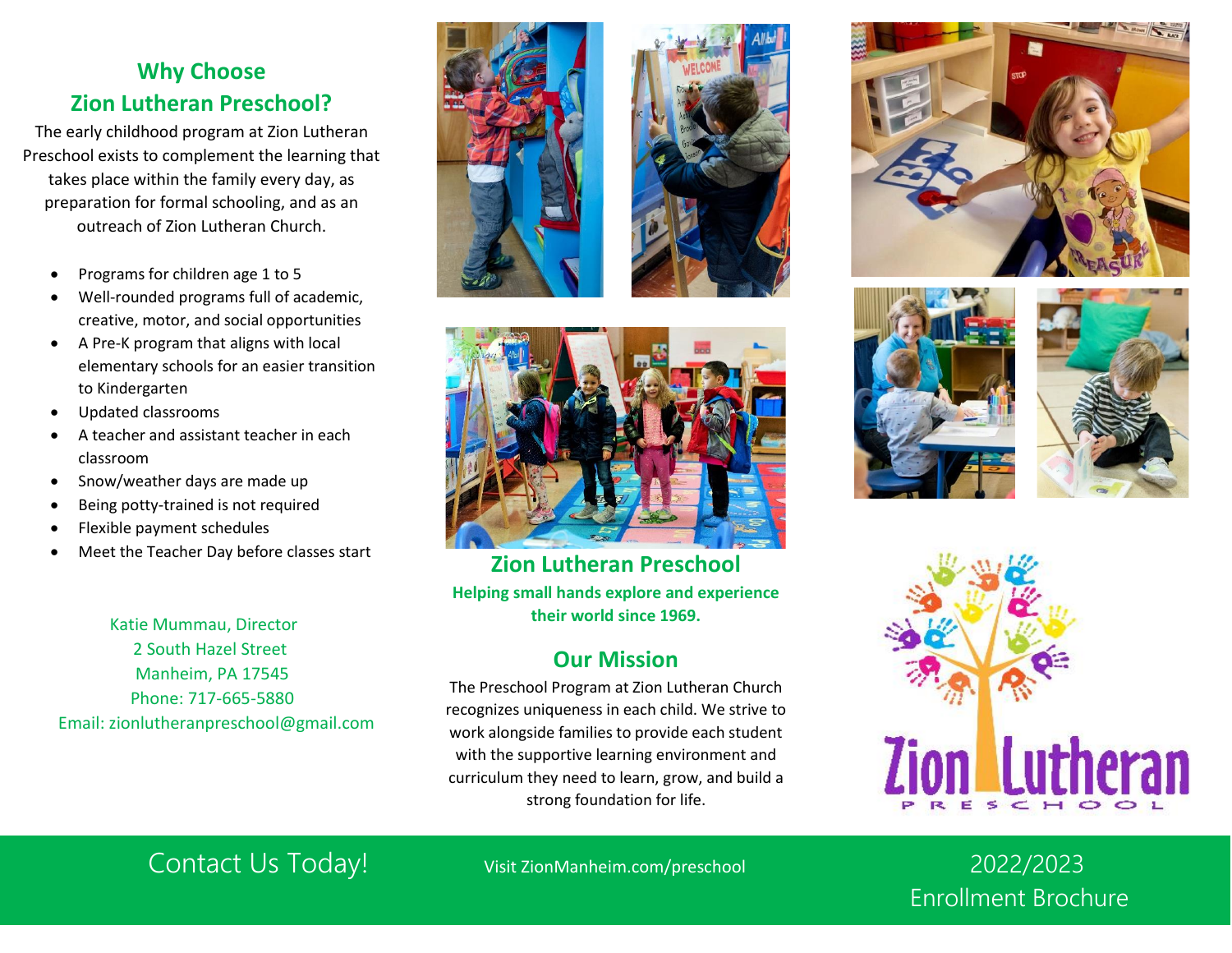## Why Choose Zion Lutheran Preschool?

The early childhood program at Zion Lutheran Preschool exists to complement the learning that takes place within the family every day, as preparation for formal schooling, and as an outreach of Zion Lutheran Church.

- Programs for children age 1 to 5
- Well-rounded programs full of academic, creative, motor, and social opportunities
- A Pre-K program that aligns with local elementary schools for an easier transition to Kindergarten
- Updated classrooms
- A teacher and assistant teacher in each classroom
- Snow/weather days are made up
- Being potty-trained is not required
- Flexible payment schedules
- Meet the Teacher Day before classes start

Katie Mummau, Director
2 South Hazel Street
Manheim, PA 17545
Phone: 717-665-5880
Email: zionlutheranpreschool@gmail.com

## Zion Lutheran Preschool

**Helping small hands explore and experience their world since 1969.**

## Our Mission

The Preschool Program at Zion Lutheran Church recognizes uniqueness in each child. We strive to work alongside families to provide each student with the supportive learning environment and curriculum they need to learn, grow, and build a strong foundation for life.

Zion Lutheran
PRESCHOOL

Contact Us Today!

Visit ZionManheim.com/preschool

2022/2023
Enrollment Brochure